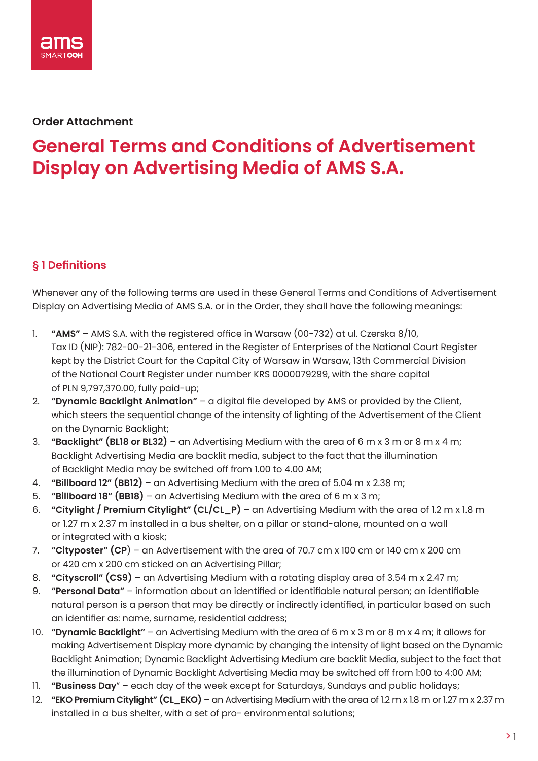Order Attachment

# General Terms and Conditions of Advertisement Display on Advertising Media of AMS S.A.

## § 1 Definitions

Whenever any of the following terms are used in these General Terms and Conditions of Advertisement Display on Advertising Media of AMS S.A. or in the Order, they shall have the following meanings:

1. **"AMS"** – AMS S.A. with the registered office in Warsaw (00-732) at ul. Czerska 8/10, Tax ID (NIP): 782-00-21-306, entered in the Register of Enterprises of the National Court Register kept by the District Court for the Capital City of Warsaw in Warsaw, 13th Commercial Division of the National Court Register under number KRS 0000079299, with the share capital of PLN 9,797,370.00, fully paid-up;
2. **"Dynamic Backlight Animation"** – a digital file developed by AMS or provided by the Client, which steers the sequential change of the intensity of lighting of the Advertisement of the Client on the Dynamic Backlight;
3. **"Backlight" (BL18 or BL32)** – an Advertising Medium with the area of 6 m x 3 m or 8 m x 4 m; Backlight Advertising Media are backlit media, subject to the fact that the illumination of Backlight Media may be switched off from 1.00 to 4.00 AM;
4. **"Billboard 12" (BB12)** – an Advertising Medium with the area of 5.04 m x 2.38 m;
5. **"Billboard 18" (BB18)** – an Advertising Medium with the area of 6 m x 3 m;
6. **"Citylight / Premium Citylight" (CL/CL_P)** – an Advertising Medium with the area of 1.2 m x 1.8 m or 1.27 m x 2.37 m installed in a bus shelter, on a pillar or stand-alone, mounted on a wall or integrated with a kiosk;
7. **"Cityposter" (CP)** – an Advertisement with the area of 70.7 cm x 100 cm or 140 cm x 200 cm or 420 cm x 200 cm sticked on an Advertising Pillar;
8. **"Cityscroll" (CS9)** – an Advertising Medium with a rotating display area of 3.54 m x 2.47 m;
9. **"Personal Data"** – information about an identified or identifiable natural person; an identifiable natural person is a person that may be directly or indirectly identified, in particular based on such an identifier as: name, surname, residential address;
10. **"Dynamic Backlight"** – an Advertising Medium with the area of 6 m x 3 m or 8 m x 4 m; it allows for making Advertisement Display more dynamic by changing the intensity of light based on the Dynamic Backlight Animation; Dynamic Backlight Advertising Medium are backlit Media, subject to the fact that the illumination of Dynamic Backlight Advertising Media may be switched off from 1:00 to 4:00 AM;
11. **"Business Day"** – each day of the week except for Saturdays, Sundays and public holidays;
12. **"EKO Premium Citylight" (CL_EKO)** – an Advertising Medium with the area of 1.2 m x 1.8 m or 1.27 m x 2.37 m installed in a bus shelter, with a set of pro- environmental solutions;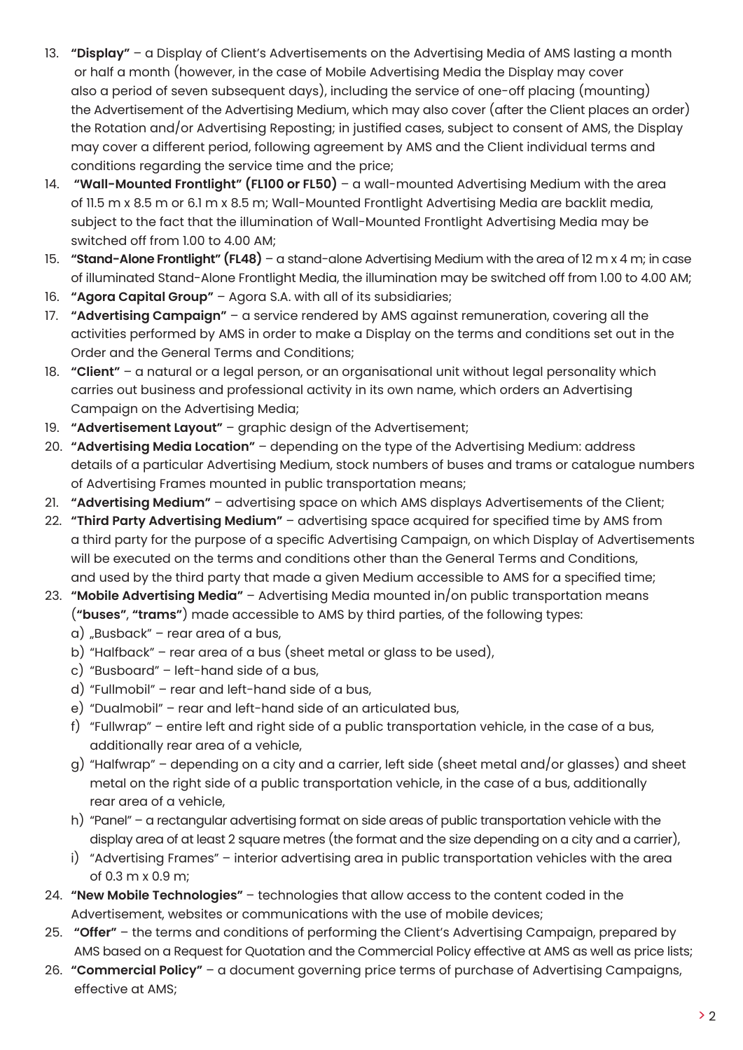13. **"Display"** – a Display of Client's Advertisements on the Advertising Media of AMS lasting a month or half a month (however, in the case of Mobile Advertising Media the Display may cover also a period of seven subsequent days), including the service of one-off placing (mounting) the Advertisement of the Advertising Medium, which may also cover (after the Client places an order) the Rotation and/or Advertising Reposting; in justified cases, subject to consent of AMS, the Display may cover a different period, following agreement by AMS and the Client individual terms and conditions regarding the service time and the price;
14. **"Wall-Mounted Frontlight" (FL100 or FL50)** – a wall-mounted Advertising Medium with the area of 11.5 m x 8.5 m or 6.1 m x 8.5 m; Wall-Mounted Frontlight Advertising Media are backlit media, subject to the fact that the illumination of Wall-Mounted Frontlight Advertising Media may be switched off from 1.00 to 4.00 AM;
15. **"Stand-Alone Frontlight" (FL48)** – a stand-alone Advertising Medium with the area of 12 m x 4 m; in case of illuminated Stand-Alone Frontlight Media, the illumination may be switched off from 1.00 to 4.00 AM;
16. **"Agora Capital Group"** – Agora S.A. with all of its subsidiaries;
17. **"Advertising Campaign"** – a service rendered by AMS against remuneration, covering all the activities performed by AMS in order to make a Display on the terms and conditions set out in the Order and the General Terms and Conditions;
18. **"Client"** – a natural or a legal person, or an organisational unit without legal personality which carries out business and professional activity in its own name, which orders an Advertising Campaign on the Advertising Media;
19. **"Advertisement Layout"** – graphic design of the Advertisement;
20. **"Advertising Media Location"** – depending on the type of the Advertising Medium: address details of a particular Advertising Medium, stock numbers of buses and trams or catalogue numbers of Advertising Frames mounted in public transportation means;
21. **"Advertising Medium"** – advertising space on which AMS displays Advertisements of the Client;
22. **"Third Party Advertising Medium"** – advertising space acquired for specified time by AMS from a third party for the purpose of a specific Advertising Campaign, on which Display of Advertisements will be executed on the terms and conditions other than the General Terms and Conditions, and used by the third party that made a given Medium accessible to AMS for a specified time;
23. **"Mobile Advertising Media"** – Advertising Media mounted in/on public transportation means (**"buses"**, **"trams"**) made accessible to AMS by third parties, of the following types:
    a) „Busback" – rear area of a bus,
    b) "Halfback" – rear area of a bus (sheet metal or glass to be used),
    c) "Busboard" – left-hand side of a bus,
    d) "Fullmobil" – rear and left-hand side of a bus,
    e) "Dualmobil" – rear and left-hand side of an articulated bus,
    f) "Fullwrap" – entire left and right side of a public transportation vehicle, in the case of a bus, additionally rear area of a vehicle,
    g) "Halfwrap" – depending on a city and a carrier, left side (sheet metal and/or glasses) and sheet metal on the right side of a public transportation vehicle, in the case of a bus, additionally rear area of a vehicle,
    h) "Panel" – a rectangular advertising format on side areas of public transportation vehicle with the display area of at least 2 square metres (the format and the size depending on a city and a carrier),
    i) "Advertising Frames" – interior advertising area in public transportation vehicles with the area of 0.3 m x 0.9 m;
24. **"New Mobile Technologies"** – technologies that allow access to the content coded in the Advertisement, websites or communications with the use of mobile devices;
25. **"Offer"** – the terms and conditions of performing the Client's Advertising Campaign, prepared by AMS based on a Request for Quotation and the Commercial Policy effective at AMS as well as price lists;
26. **"Commercial Policy"** – a document governing price terms of purchase of Advertising Campaigns, effective at AMS;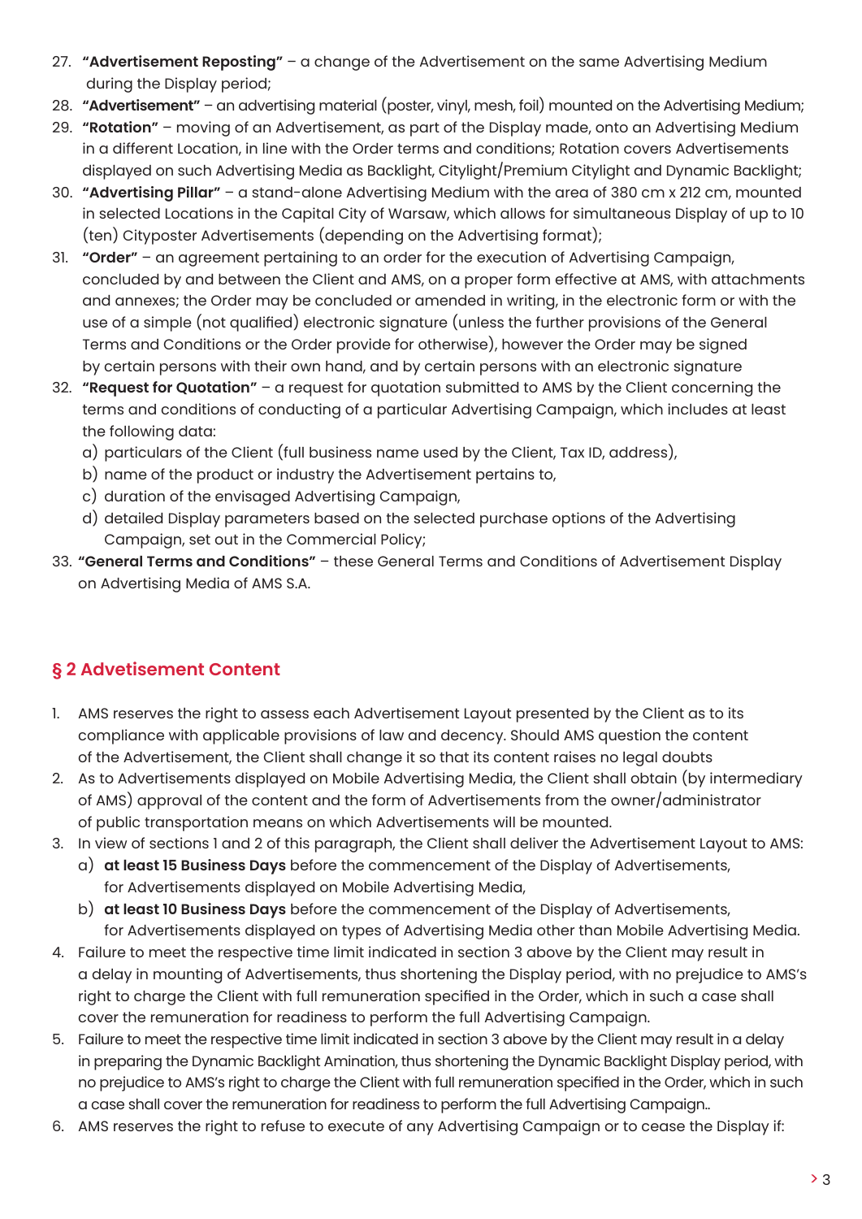27. **"Advertisement Reposting"** – a change of the Advertisement on the same Advertising Medium during the Display period;
28. **"Advertisement"** – an advertising material (poster, vinyl, mesh, foil) mounted on the Advertising Medium;
29. **"Rotation"** – moving of an Advertisement, as part of the Display made, onto an Advertising Medium in a different Location, in line with the Order terms and conditions; Rotation covers Advertisements displayed on such Advertising Media as Backlight, Citylight/Premium Citylight and Dynamic Backlight;
30. **"Advertising Pillar"** – a stand-alone Advertising Medium with the area of 380 cm x 212 cm, mounted in selected Locations in the Capital City of Warsaw, which allows for simultaneous Display of up to 10 (ten) Cityposter Advertisements (depending on the Advertising format);
31. **"Order"** – an agreement pertaining to an order for the execution of Advertising Campaign, concluded by and between the Client and AMS, on a proper form effective at AMS, with attachments and annexes; the Order may be concluded or amended in writing, in the electronic form or with the use of a simple (not qualified) electronic signature (unless the further provisions of the General Terms and Conditions or the Order provide for otherwise), however the Order may be signed by certain persons with their own hand, and by certain persons with an electronic signature
32. **"Request for Quotation"** – a request for quotation submitted to AMS by the Client concerning the terms and conditions of conducting of a particular Advertising Campaign, which includes at least the following data:
    a) particulars of the Client (full business name used by the Client, Tax ID, address),
    b) name of the product or industry the Advertisement pertains to,
    c) duration of the envisaged Advertising Campaign,
    d) detailed Display parameters based on the selected purchase options of the Advertising Campaign, set out in the Commercial Policy;
33. **"General Terms and Conditions"** – these General Terms and Conditions of Advertisement Display on Advertising Media of AMS S.A.

## § 2 Advetisement Content

1. AMS reserves the right to assess each Advertisement Layout presented by the Client as to its compliance with applicable provisions of law and decency. Should AMS question the content of the Advertisement, the Client shall change it so that its content raises no legal doubts
2. As to Advertisements displayed on Mobile Advertising Media, the Client shall obtain (by intermediary of AMS) approval of the content and the form of Advertisements from the owner/administrator of public transportation means on which Advertisements will be mounted.
3. In view of sections 1 and 2 of this paragraph, the Client shall deliver the Advertisement Layout to AMS:
    a) **at least 15 Business Days** before the commencement of the Display of Advertisements, for Advertisements displayed on Mobile Advertising Media,
    b) **at least 10 Business Days** before the commencement of the Display of Advertisements, for Advertisements displayed on types of Advertising Media other than Mobile Advertising Media.
4. Failure to meet the respective time limit indicated in section 3 above by the Client may result in a delay in mounting of Advertisements, thus shortening the Display period, with no prejudice to AMS's right to charge the Client with full remuneration specified in the Order, which in such a case shall cover the remuneration for readiness to perform the full Advertising Campaign.
5. Failure to meet the respective time limit indicated in section 3 above by the Client may result in a delay in preparing the Dynamic Backlight Amination, thus shortening the Dynamic Backlight Display period, with no prejudice to AMS's right to charge the Client with full remuneration specified in the Order, which in such a case shall cover the remuneration for readiness to perform the full Advertising Campaign..
6. AMS reserves the right to refuse to execute of any Advertising Campaign or to cease the Display if: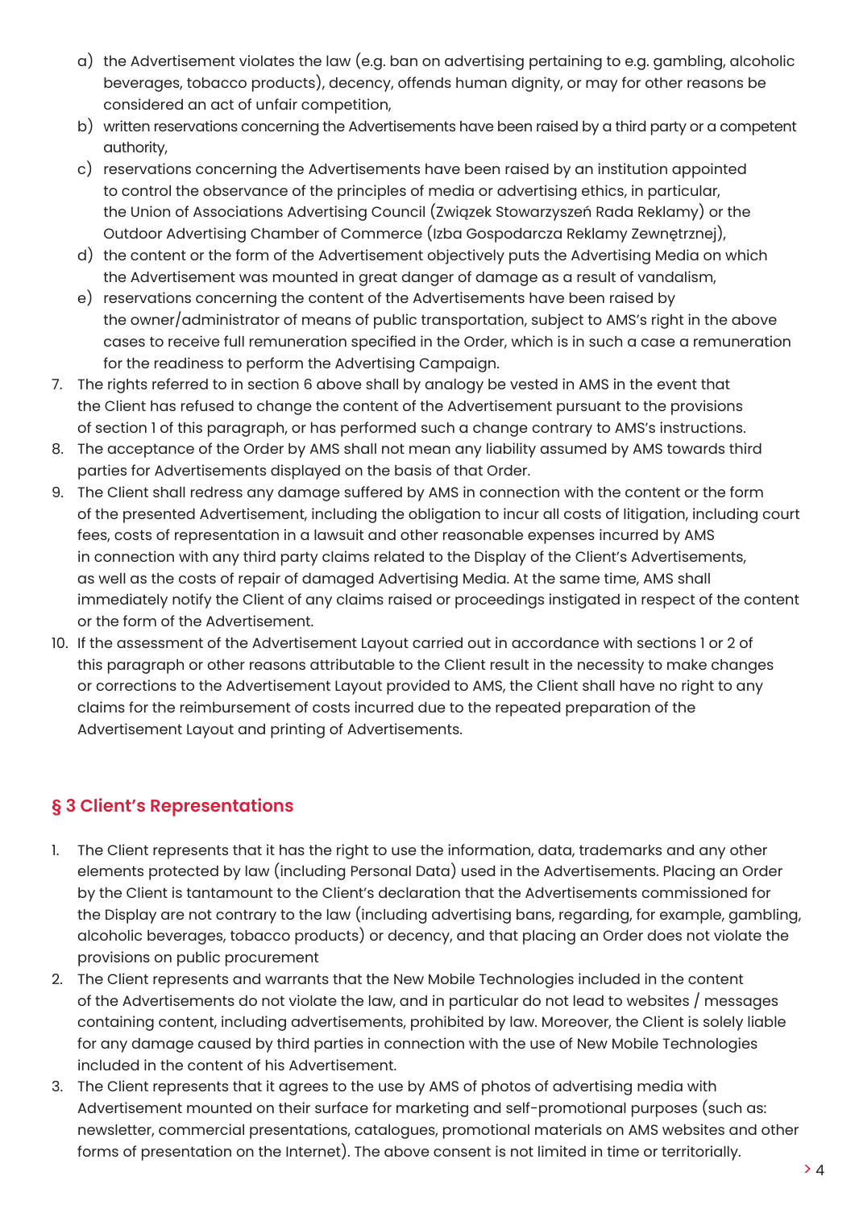a) the Advertisement violates the law (e.g. ban on advertising pertaining to e.g. gambling, alcoholic beverages, tobacco products), decency, offends human dignity, or may for other reasons be considered an act of unfair competition,
b) written reservations concerning the Advertisements have been raised by a third party or a competent authority,
c) reservations concerning the Advertisements have been raised by an institution appointed to control the observance of the principles of media or advertising ethics, in particular, the Union of Associations Advertising Council (Związek Stowarzyszeń Rada Reklamy) or the Outdoor Advertising Chamber of Commerce (Izba Gospodarcza Reklamy Zewnętrznej),
d) the content or the form of the Advertisement objectively puts the Advertising Media on which the Advertisement was mounted in great danger of damage as a result of vandalism,
e) reservations concerning the content of the Advertisements have been raised by the owner/administrator of means of public transportation, subject to AMS's right in the above cases to receive full remuneration specified in the Order, which is in such a case a remuneration for the readiness to perform the Advertising Campaign.

7. The rights referred to in section 6 above shall by analogy be vested in AMS in the event that the Client has refused to change the content of the Advertisement pursuant to the provisions of section 1 of this paragraph, or has performed such a change contrary to AMS's instructions.
8. The acceptance of the Order by AMS shall not mean any liability assumed by AMS towards third parties for Advertisements displayed on the basis of that Order.
9. The Client shall redress any damage suffered by AMS in connection with the content or the form of the presented Advertisement, including the obligation to incur all costs of litigation, including court fees, costs of representation in a lawsuit and other reasonable expenses incurred by AMS in connection with any third party claims related to the Display of the Client's Advertisements, as well as the costs of repair of damaged Advertising Media. At the same time, AMS shall immediately notify the Client of any claims raised or proceedings instigated in respect of the content or the form of the Advertisement.
10. If the assessment of the Advertisement Layout carried out in accordance with sections 1 or 2 of this paragraph or other reasons attributable to the Client result in the necessity to make changes or corrections to the Advertisement Layout provided to AMS, the Client shall have no right to any claims for the reimbursement of costs incurred due to the repeated preparation of the Advertisement Layout and printing of Advertisements.

## § 3 Client's Representations

1. The Client represents that it has the right to use the information, data, trademarks and any other elements protected by law (including Personal Data) used in the Advertisements. Placing an Order by the Client is tantamount to the Client's declaration that the Advertisements commissioned for the Display are not contrary to the law (including advertising bans, regarding, for example, gambling, alcoholic beverages, tobacco products) or decency, and that placing an Order does not violate the provisions on public procurement
2. The Client represents and warrants that the New Mobile Technologies included in the content of the Advertisements do not violate the law, and in particular do not lead to websites / messages containing content, including advertisements, prohibited by law. Moreover, the Client is solely liable for any damage caused by third parties in connection with the use of New Mobile Technologies included in the content of his Advertisement.
3. The Client represents that it agrees to the use by AMS of photos of advertising media with Advertisement mounted on their surface for marketing and self-promotional purposes (such as: newsletter, commercial presentations, catalogues, promotional materials on AMS websites and other forms of presentation on the Internet). The above consent is not limited in time or territorially.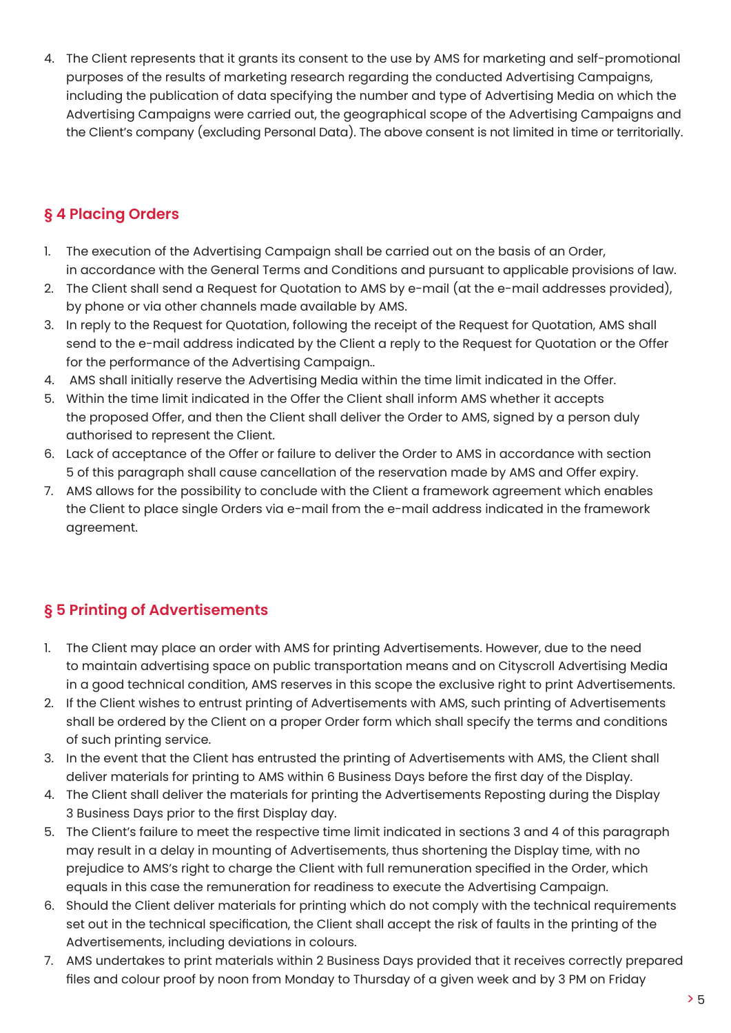4. The Client represents that it grants its consent to the use by AMS for marketing and self-promotional purposes of the results of marketing research regarding the conducted Advertising Campaigns, including the publication of data specifying the number and type of Advertising Media on which the Advertising Campaigns were carried out, the geographical scope of the Advertising Campaigns and the Client's company (excluding Personal Data). The above consent is not limited in time or territorially.

## § 4 Placing Orders

1. The execution of the Advertising Campaign shall be carried out on the basis of an Order, in accordance with the General Terms and Conditions and pursuant to applicable provisions of law.
2. The Client shall send a Request for Quotation to AMS by e-mail (at the e-mail addresses provided), by phone or via other channels made available by AMS.
3. In reply to the Request for Quotation, following the receipt of the Request for Quotation, AMS shall send to the e-mail address indicated by the Client a reply to the Request for Quotation or the Offer for the performance of the Advertising Campaign..
4. AMS shall initially reserve the Advertising Media within the time limit indicated in the Offer.
5. Within the time limit indicated in the Offer the Client shall inform AMS whether it accepts the proposed Offer, and then the Client shall deliver the Order to AMS, signed by a person duly authorised to represent the Client.
6. Lack of acceptance of the Offer or failure to deliver the Order to AMS in accordance with section 5 of this paragraph shall cause cancellation of the reservation made by AMS and Offer expiry.
7. AMS allows for the possibility to conclude with the Client a framework agreement which enables the Client to place single Orders via e-mail from the e-mail address indicated in the framework agreement.

## § 5 Printing of Advertisements

1. The Client may place an order with AMS for printing Advertisements. However, due to the need to maintain advertising space on public transportation means and on Cityscroll Advertising Media in a good technical condition, AMS reserves in this scope the exclusive right to print Advertisements.
2. If the Client wishes to entrust printing of Advertisements with AMS, such printing of Advertisements shall be ordered by the Client on a proper Order form which shall specify the terms and conditions of such printing service.
3. In the event that the Client has entrusted the printing of Advertisements with AMS, the Client shall deliver materials for printing to AMS within 6 Business Days before the first day of the Display.
4. The Client shall deliver the materials for printing the Advertisements Reposting during the Display 3 Business Days prior to the first Display day.
5. The Client's failure to meet the respective time limit indicated in sections 3 and 4 of this paragraph may result in a delay in mounting of Advertisements, thus shortening the Display time, with no prejudice to AMS's right to charge the Client with full remuneration specified in the Order, which equals in this case the remuneration for readiness to execute the Advertising Campaign.
6. Should the Client deliver materials for printing which do not comply with the technical requirements set out in the technical specification, the Client shall accept the risk of faults in the printing of the Advertisements, including deviations in colours.
7. AMS undertakes to print materials within 2 Business Days provided that it receives correctly prepared files and colour proof by noon from Monday to Thursday of a given week and by 3 PM on Friday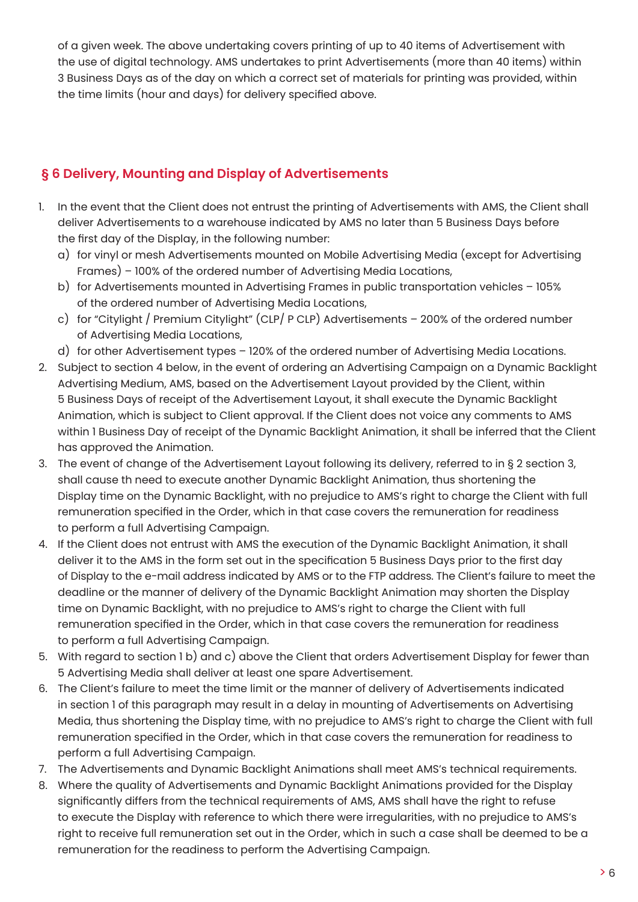of a given week. The above undertaking covers printing of up to 40 items of Advertisement with the use of digital technology. AMS undertakes to print Advertisements (more than 40 items) within 3 Business Days as of the day on which a correct set of materials for printing was provided, within the time limits (hour and days) for delivery specified above.

## § 6 Delivery, Mounting and Display of Advertisements

1. In the event that the Client does not entrust the printing of Advertisements with AMS, the Client shall deliver Advertisements to a warehouse indicated by AMS no later than 5 Business Days before the first day of the Display, in the following number:
   a) for vinyl or mesh Advertisements mounted on Mobile Advertising Media (except for Advertising Frames) – 100% of the ordered number of Advertising Media Locations,
   b) for Advertisements mounted in Advertising Frames in public transportation vehicles – 105% of the ordered number of Advertising Media Locations,
   c) for "Citylight / Premium Citylight" (CLP/ P CLP) Advertisements – 200% of the ordered number of Advertising Media Locations,
   d) for other Advertisement types – 120% of the ordered number of Advertising Media Locations.
2. Subject to section 4 below, in the event of ordering an Advertising Campaign on a Dynamic Backlight Advertising Medium, AMS, based on the Advertisement Layout provided by the Client, within 5 Business Days of receipt of the Advertisement Layout, it shall execute the Dynamic Backlight Animation, which is subject to Client approval. If the Client does not voice any comments to AMS within 1 Business Day of receipt of the Dynamic Backlight Animation, it shall be inferred that the Client has approved the Animation.
3. The event of change of the Advertisement Layout following its delivery, referred to in § 2 section 3, shall cause th need to execute another Dynamic Backlight Animation, thus shortening the Display time on the Dynamic Backlight, with no prejudice to AMS's right to charge the Client with full remuneration specified in the Order, which in that case covers the remuneration for readiness to perform a full Advertising Campaign.
4. If the Client does not entrust with AMS the execution of the Dynamic Backlight Animation, it shall deliver it to the AMS in the form set out in the specification 5 Business Days prior to the first day of Display to the e-mail address indicated by AMS or to the FTP address. The Client's failure to meet the deadline or the manner of delivery of the Dynamic Backlight Animation may shorten the Display time on Dynamic Backlight, with no prejudice to AMS's right to charge the Client with full remuneration specified in the Order, which in that case covers the remuneration for readiness to perform a full Advertising Campaign.
5. With regard to section 1 b) and c) above the Client that orders Advertisement Display for fewer than 5 Advertising Media shall deliver at least one spare Advertisement.
6. The Client's failure to meet the time limit or the manner of delivery of Advertisements indicated in section 1 of this paragraph may result in a delay in mounting of Advertisements on Advertising Media, thus shortening the Display time, with no prejudice to AMS's right to charge the Client with full remuneration specified in the Order, which in that case covers the remuneration for readiness to perform a full Advertising Campaign.
7. The Advertisements and Dynamic Backlight Animations shall meet AMS's technical requirements.
8. Where the quality of Advertisements and Dynamic Backlight Animations provided for the Display significantly differs from the technical requirements of AMS, AMS shall have the right to refuse to execute the Display with reference to which there were irregularities, with no prejudice to AMS's right to receive full remuneration set out in the Order, which in such a case shall be deemed to be a remuneration for the readiness to perform the Advertising Campaign.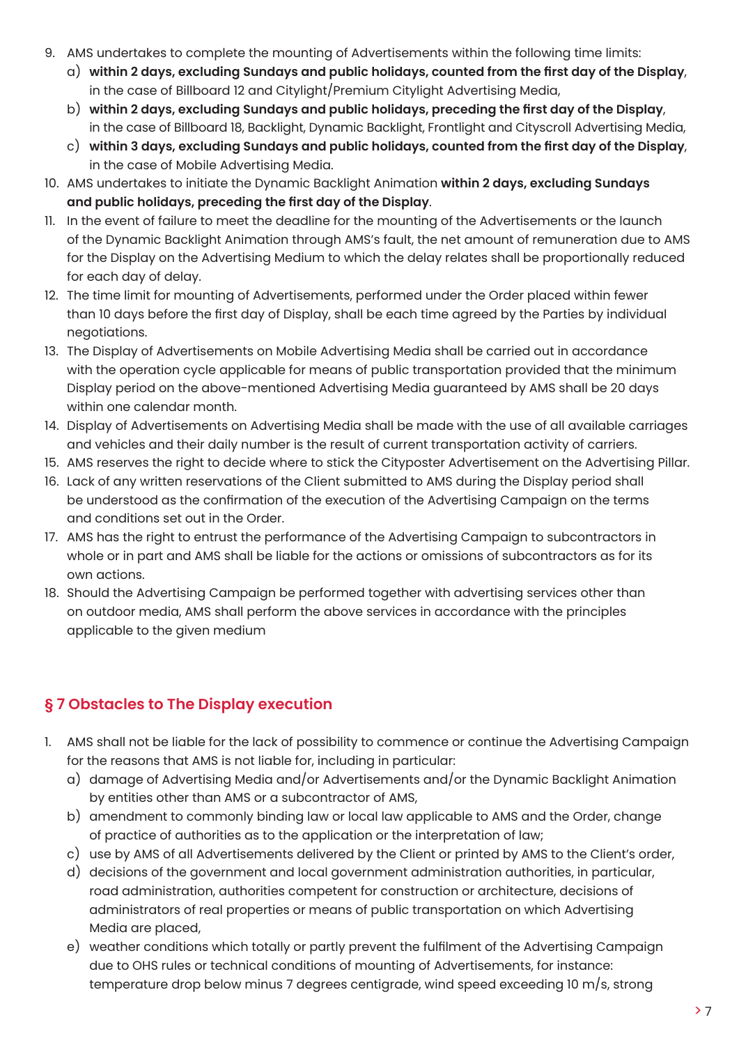9. AMS undertakes to complete the mounting of Advertisements within the following time limits:
   a) **within 2 days, excluding Sundays and public holidays, counted from the first day of the Display**, in the case of Billboard 12 and Citylight/Premium Citylight Advertising Media,
   b) **within 2 days, excluding Sundays and public holidays, preceding the first day of the Display**, in the case of Billboard 18, Backlight, Dynamic Backlight, Frontlight and Cityscroll Advertising Media,
   c) **within 3 days, excluding Sundays and public holidays, counted from the first day of the Display**, in the case of Mobile Advertising Media.
10. AMS undertakes to initiate the Dynamic Backlight Animation **within 2 days, excluding Sundays and public holidays, preceding the first day of the Display**.
11. In the event of failure to meet the deadline for the mounting of the Advertisements or the launch of the Dynamic Backlight Animation through AMS's fault, the net amount of remuneration due to AMS for the Display on the Advertising Medium to which the delay relates shall be proportionally reduced for each day of delay.
12. The time limit for mounting of Advertisements, performed under the Order placed within fewer than 10 days before the first day of Display, shall be each time agreed by the Parties by individual negotiations.
13. The Display of Advertisements on Mobile Advertising Media shall be carried out in accordance with the operation cycle applicable for means of public transportation provided that the minimum Display period on the above-mentioned Advertising Media guaranteed by AMS shall be 20 days within one calendar month.
14. Display of Advertisements on Advertising Media shall be made with the use of all available carriages and vehicles and their daily number is the result of current transportation activity of carriers.
15. AMS reserves the right to decide where to stick the Cityposter Advertisement on the Advertising Pillar.
16. Lack of any written reservations of the Client submitted to AMS during the Display period shall be understood as the confirmation of the execution of the Advertising Campaign on the terms and conditions set out in the Order.
17. AMS has the right to entrust the performance of the Advertising Campaign to subcontractors in whole or in part and AMS shall be liable for the actions or omissions of subcontractors as for its own actions.
18. Should the Advertising Campaign be performed together with advertising services other than on outdoor media, AMS shall perform the above services in accordance with the principles applicable to the given medium

## § 7 Obstacles to The Display execution

1. AMS shall not be liable for the lack of possibility to commence or continue the Advertising Campaign for the reasons that AMS is not liable for, including in particular:
   a) damage of Advertising Media and/or Advertisements and/or the Dynamic Backlight Animation by entities other than AMS or a subcontractor of AMS,
   b) amendment to commonly binding law or local law applicable to AMS and the Order, change of practice of authorities as to the application or the interpretation of law;
   c) use by AMS of all Advertisements delivered by the Client or printed by AMS to the Client's order,
   d) decisions of the government and local government administration authorities, in particular, road administration, authorities competent for construction or architecture, decisions of administrators of real properties or means of public transportation on which Advertising Media are placed,
   e) weather conditions which totally or partly prevent the fulfilment of the Advertising Campaign due to OHS rules or technical conditions of mounting of Advertisements, for instance: temperature drop below minus 7 degrees centigrade, wind speed exceeding 10 m/s, strong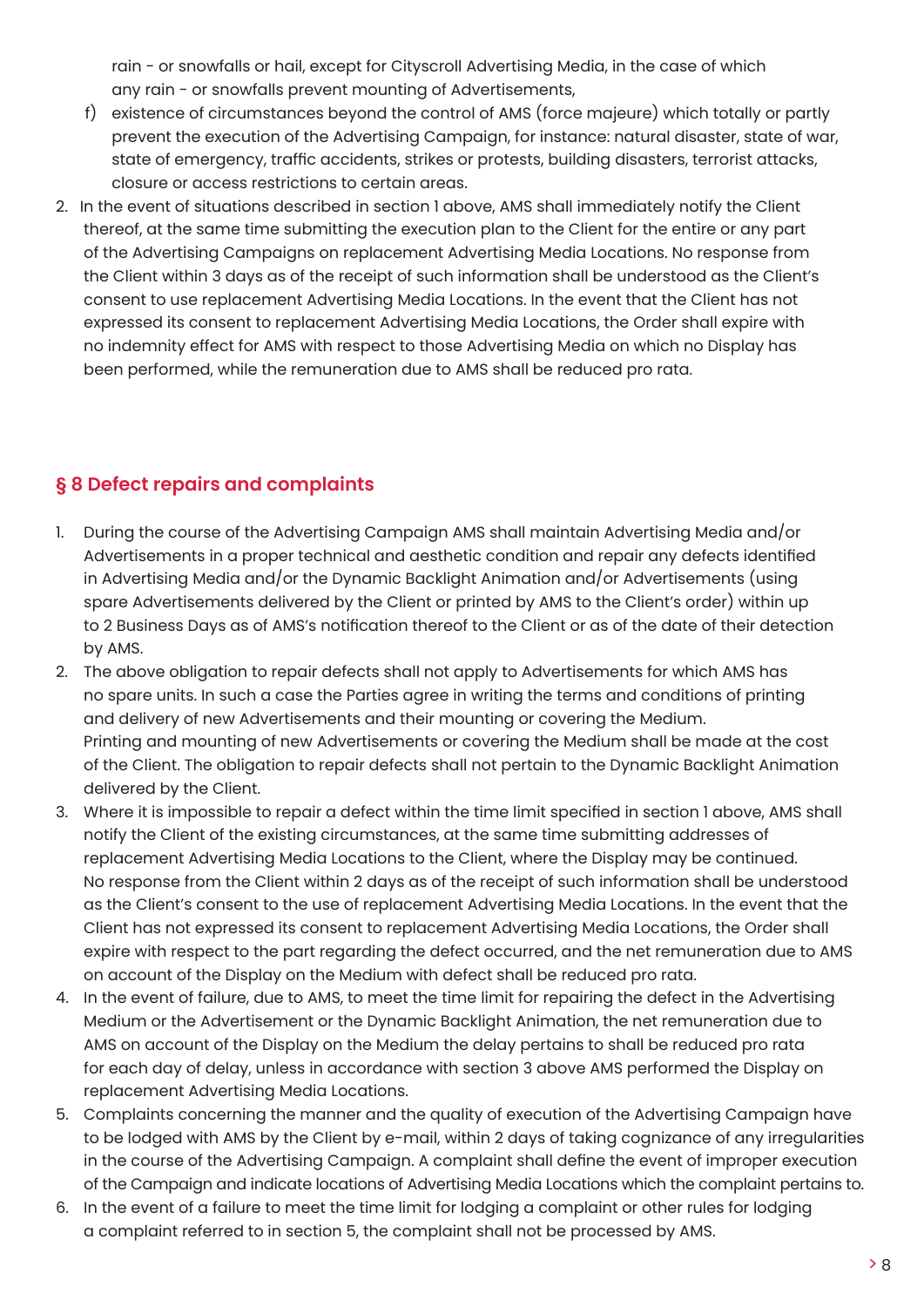rain - or snowfalls or hail, except for Cityscroll Advertising Media, in the case of which any rain - or snowfalls prevent mounting of Advertisements,

f) existence of circumstances beyond the control of AMS (force majeure) which totally or partly prevent the execution of the Advertising Campaign, for instance: natural disaster, state of war, state of emergency, traffic accidents, strikes or protests, building disasters, terrorist attacks, closure or access restrictions to certain areas.

2. In the event of situations described in section 1 above, AMS shall immediately notify the Client thereof, at the same time submitting the execution plan to the Client for the entire or any part of the Advertising Campaigns on replacement Advertising Media Locations. No response from the Client within 3 days as of the receipt of such information shall be understood as the Client's consent to use replacement Advertising Media Locations. In the event that the Client has not expressed its consent to replacement Advertising Media Locations, the Order shall expire with no indemnity effect for AMS with respect to those Advertising Media on which no Display has been performed, while the remuneration due to AMS shall be reduced pro rata.

## § 8 Defect repairs and complaints

1. During the course of the Advertising Campaign AMS shall maintain Advertising Media and/or Advertisements in a proper technical and aesthetic condition and repair any defects identified in Advertising Media and/or the Dynamic Backlight Animation and/or Advertisements (using spare Advertisements delivered by the Client or printed by AMS to the Client's order) within up to 2 Business Days as of AMS's notification thereof to the Client or as of the date of their detection by AMS.
2. The above obligation to repair defects shall not apply to Advertisements for which AMS has no spare units. In such a case the Parties agree in writing the terms and conditions of printing and delivery of new Advertisements and their mounting or covering the Medium.
Printing and mounting of new Advertisements or covering the Medium shall be made at the cost of the Client. The obligation to repair defects shall not pertain to the Dynamic Backlight Animation delivered by the Client.
3. Where it is impossible to repair a defect within the time limit specified in section 1 above, AMS shall notify the Client of the existing circumstances, at the same time submitting addresses of replacement Advertising Media Locations to the Client, where the Display may be continued.
No response from the Client within 2 days as of the receipt of such information shall be understood as the Client's consent to the use of replacement Advertising Media Locations. In the event that the Client has not expressed its consent to replacement Advertising Media Locations, the Order shall expire with respect to the part regarding the defect occurred, and the net remuneration due to AMS on account of the Display on the Medium with defect shall be reduced pro rata.
4. In the event of failure, due to AMS, to meet the time limit for repairing the defect in the Advertising Medium or the Advertisement or the Dynamic Backlight Animation, the net remuneration due to AMS on account of the Display on the Medium the delay pertains to shall be reduced pro rata for each day of delay, unless in accordance with section 3 above AMS performed the Display on replacement Advertising Media Locations.
5. Complaints concerning the manner and the quality of execution of the Advertising Campaign have to be lodged with AMS by the Client by e-mail, within 2 days of taking cognizance of any irregularities in the course of the Advertising Campaign. A complaint shall define the event of improper execution of the Campaign and indicate locations of Advertising Media Locations which the complaint pertains to.
6. In the event of a failure to meet the time limit for lodging a complaint or other rules for lodging a complaint referred to in section 5, the complaint shall not be processed by AMS.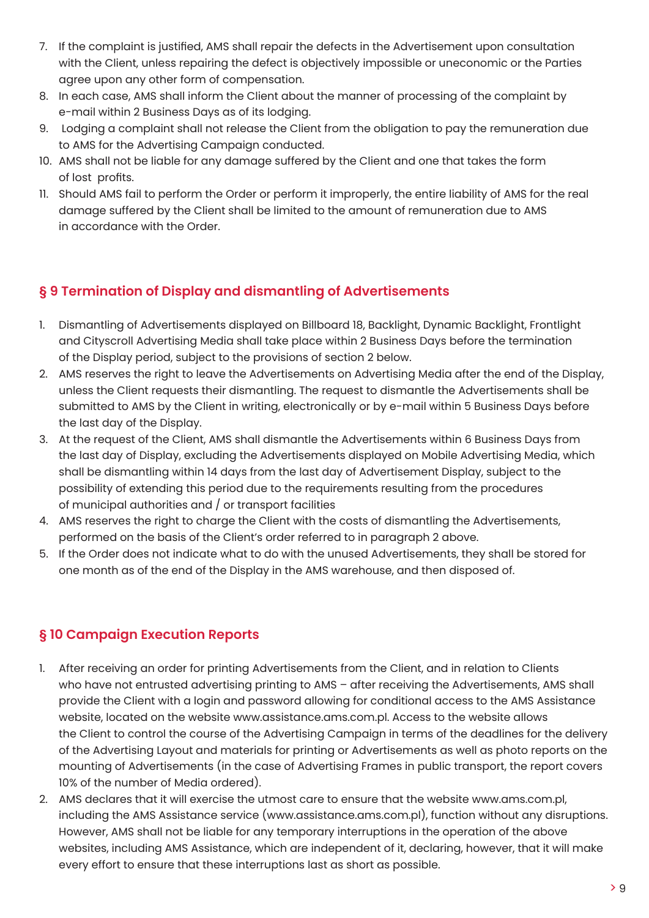7. If the complaint is justified, AMS shall repair the defects in the Advertisement upon consultation with the Client, unless repairing the defect is objectively impossible or uneconomic or the Parties agree upon any other form of compensation.
8. In each case, AMS shall inform the Client about the manner of processing of the complaint by e-mail within 2 Business Days as of its lodging.
9. Lodging a complaint shall not release the Client from the obligation to pay the remuneration due to AMS for the Advertising Campaign conducted.
10. AMS shall not be liable for any damage suffered by the Client and one that takes the form of lost profits.
11. Should AMS fail to perform the Order or perform it improperly, the entire liability of AMS for the real damage suffered by the Client shall be limited to the amount of remuneration due to AMS in accordance with the Order.

## § 9 Termination of Display and dismantling of Advertisements

1. Dismantling of Advertisements displayed on Billboard 18, Backlight, Dynamic Backlight, Frontlight and Cityscroll Advertising Media shall take place within 2 Business Days before the termination of the Display period, subject to the provisions of section 2 below.
2. AMS reserves the right to leave the Advertisements on Advertising Media after the end of the Display, unless the Client requests their dismantling. The request to dismantle the Advertisements shall be submitted to AMS by the Client in writing, electronically or by e-mail within 5 Business Days before the last day of the Display.
3. At the request of the Client, AMS shall dismantle the Advertisements within 6 Business Days from the last day of Display, excluding the Advertisements displayed on Mobile Advertising Media, which shall be dismantling within 14 days from the last day of Advertisement Display, subject to the possibility of extending this period due to the requirements resulting from the procedures of municipal authorities and / or transport facilities
4. AMS reserves the right to charge the Client with the costs of dismantling the Advertisements, performed on the basis of the Client's order referred to in paragraph 2 above.
5. If the Order does not indicate what to do with the unused Advertisements, they shall be stored for one month as of the end of the Display in the AMS warehouse, and then disposed of.

## § 10 Campaign Execution Reports

1. After receiving an order for printing Advertisements from the Client, and in relation to Clients who have not entrusted advertising printing to AMS – after receiving the Advertisements, AMS shall provide the Client with a login and password allowing for conditional access to the AMS Assistance website, located on the website www.assistance.ams.com.pl. Access to the website allows the Client to control the course of the Advertising Campaign in terms of the deadlines for the delivery of the Advertising Layout and materials for printing or Advertisements as well as photo reports on the mounting of Advertisements (in the case of Advertising Frames in public transport, the report covers 10% of the number of Media ordered).
2. AMS declares that it will exercise the utmost care to ensure that the website www.ams.com.pl, including the AMS Assistance service (www.assistance.ams.com.pl), function without any disruptions. However, AMS shall not be liable for any temporary interruptions in the operation of the above websites, including AMS Assistance, which are independent of it, declaring, however, that it will make every effort to ensure that these interruptions last as short as possible.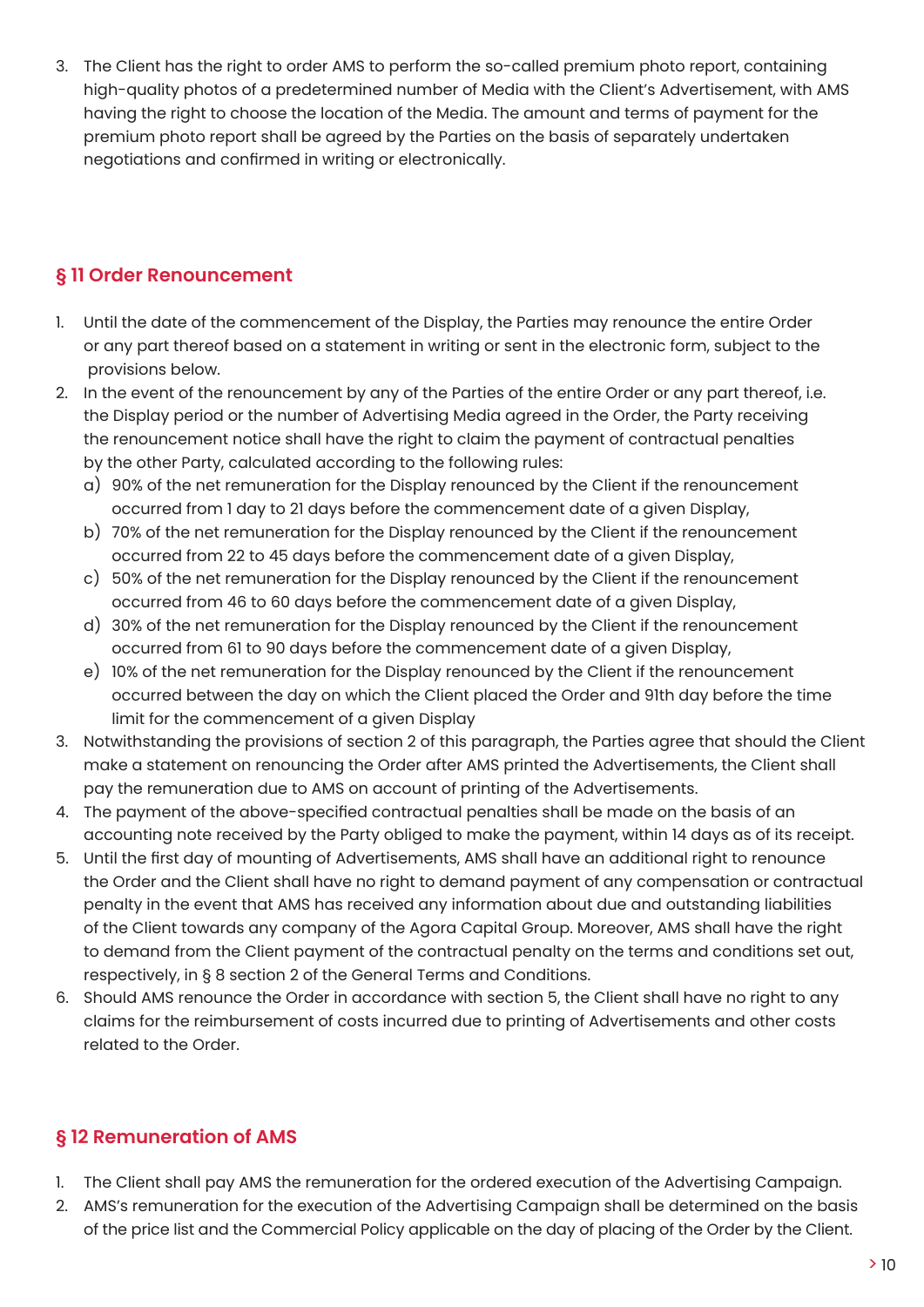3. The Client has the right to order AMS to perform the so-called premium photo report, containing high-quality photos of a predetermined number of Media with the Client's Advertisement, with AMS having the right to choose the location of the Media. The amount and terms of payment for the premium photo report shall be agreed by the Parties on the basis of separately undertaken negotiations and confirmed in writing or electronically.

## § 11 Order Renouncement

1. Until the date of the commencement of the Display, the Parties may renounce the entire Order or any part thereof based on a statement in writing or sent in the electronic form, subject to the provisions below.
2. In the event of the renouncement by any of the Parties of the entire Order or any part thereof, i.e. the Display period or the number of Advertising Media agreed in the Order, the Party receiving the renouncement notice shall have the right to claim the payment of contractual penalties by the other Party, calculated according to the following rules:
   a) 90% of the net remuneration for the Display renounced by the Client if the renouncement occurred from 1 day to 21 days before the commencement date of a given Display,
   b) 70% of the net remuneration for the Display renounced by the Client if the renouncement occurred from 22 to 45 days before the commencement date of a given Display,
   c) 50% of the net remuneration for the Display renounced by the Client if the renouncement occurred from 46 to 60 days before the commencement date of a given Display,
   d) 30% of the net remuneration for the Display renounced by the Client if the renouncement occurred from 61 to 90 days before the commencement date of a given Display,
   e) 10% of the net remuneration for the Display renounced by the Client if the renouncement occurred between the day on which the Client placed the Order and 91th day before the time limit for the commencement of a given Display
3. Notwithstanding the provisions of section 2 of this paragraph, the Parties agree that should the Client make a statement on renouncing the Order after AMS printed the Advertisements, the Client shall pay the remuneration due to AMS on account of printing of the Advertisements.
4. The payment of the above-specified contractual penalties shall be made on the basis of an accounting note received by the Party obliged to make the payment, within 14 days as of its receipt.
5. Until the first day of mounting of Advertisements, AMS shall have an additional right to renounce the Order and the Client shall have no right to demand payment of any compensation or contractual penalty in the event that AMS has received any information about due and outstanding liabilities of the Client towards any company of the Agora Capital Group. Moreover, AMS shall have the right to demand from the Client payment of the contractual penalty on the terms and conditions set out, respectively, in § 8 section 2 of the General Terms and Conditions.
6. Should AMS renounce the Order in accordance with section 5, the Client shall have no right to any claims for the reimbursement of costs incurred due to printing of Advertisements and other costs related to the Order.

## § 12 Remuneration of AMS

1. The Client shall pay AMS the remuneration for the ordered execution of the Advertising Campaign.
2. AMS's remuneration for the execution of the Advertising Campaign shall be determined on the basis of the price list and the Commercial Policy applicable on the day of placing of the Order by the Client.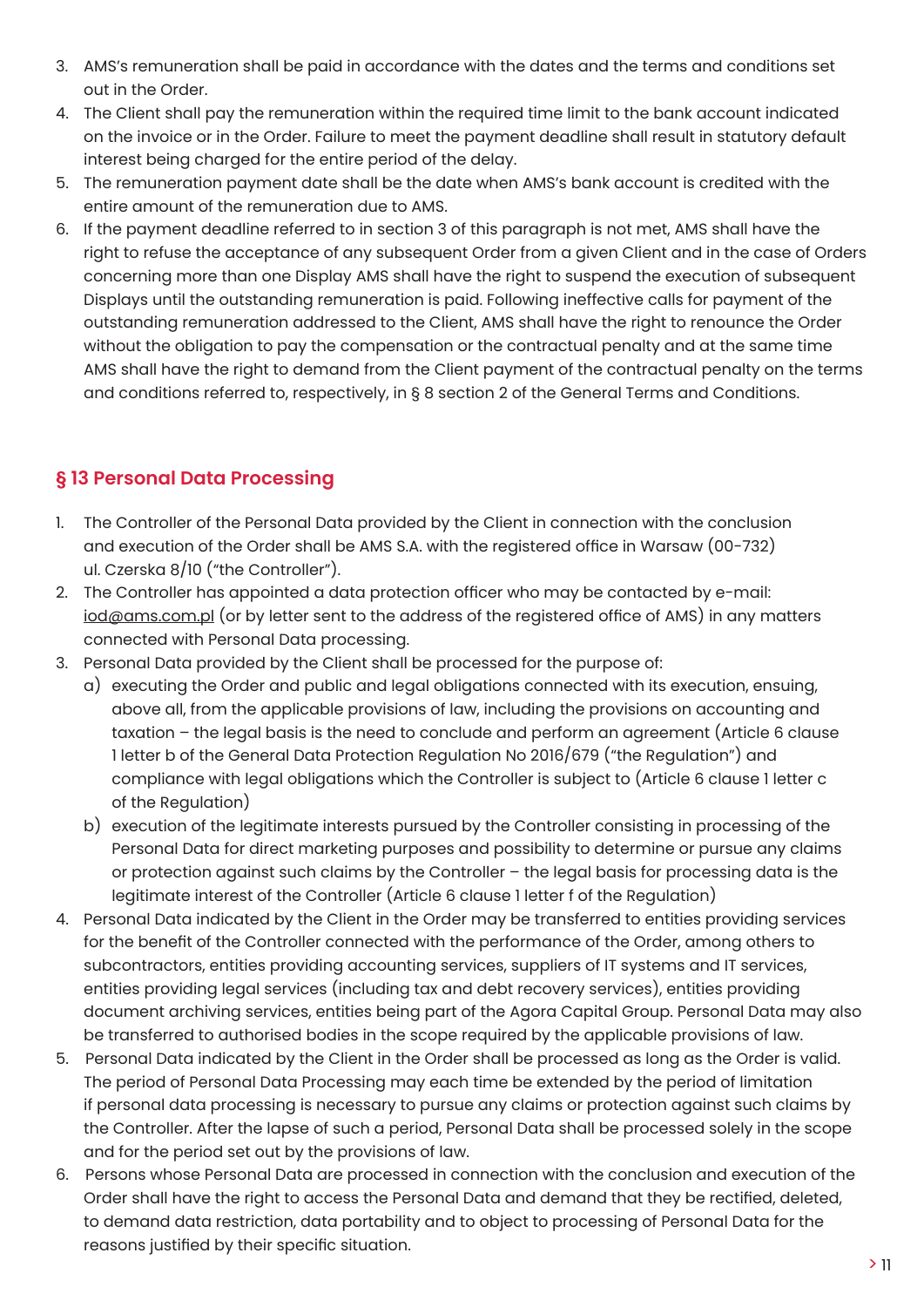3. AMS's remuneration shall be paid in accordance with the dates and the terms and conditions set out in the Order.
4. The Client shall pay the remuneration within the required time limit to the bank account indicated on the invoice or in the Order. Failure to meet the payment deadline shall result in statutory default interest being charged for the entire period of the delay.
5. The remuneration payment date shall be the date when AMS's bank account is credited with the entire amount of the remuneration due to AMS.
6. If the payment deadline referred to in section 3 of this paragraph is not met, AMS shall have the right to refuse the acceptance of any subsequent Order from a given Client and in the case of Orders concerning more than one Display AMS shall have the right to suspend the execution of subsequent Displays until the outstanding remuneration is paid. Following ineffective calls for payment of the outstanding remuneration addressed to the Client, AMS shall have the right to renounce the Order without the obligation to pay the compensation or the contractual penalty and at the same time AMS shall have the right to demand from the Client payment of the contractual penalty on the terms and conditions referred to, respectively, in § 8 section 2 of the General Terms and Conditions.

## § 13 Personal Data Processing

1. The Controller of the Personal Data provided by the Client in connection with the conclusion and execution of the Order shall be AMS S.A. with the registered office in Warsaw (00-732) ul. Czerska 8/10 ("the Controller").
2. The Controller has appointed a data protection officer who may be contacted by e-mail: iod@ams.com.pl (or by letter sent to the address of the registered office of AMS) in any matters connected with Personal Data processing.
3. Personal Data provided by the Client shall be processed for the purpose of:
   a) executing the Order and public and legal obligations connected with its execution, ensuing, above all, from the applicable provisions of law, including the provisions on accounting and taxation – the legal basis is the need to conclude and perform an agreement (Article 6 clause 1 letter b of the General Data Protection Regulation No 2016/679 ("the Regulation") and compliance with legal obligations which the Controller is subject to (Article 6 clause 1 letter c of the Regulation)
   b) execution of the legitimate interests pursued by the Controller consisting in processing of the Personal Data for direct marketing purposes and possibility to determine or pursue any claims or protection against such claims by the Controller – the legal basis for processing data is the legitimate interest of the Controller (Article 6 clause 1 letter f of the Regulation)
4. Personal Data indicated by the Client in the Order may be transferred to entities providing services for the benefit of the Controller connected with the performance of the Order, among others to subcontractors, entities providing accounting services, suppliers of IT systems and IT services, entities providing legal services (including tax and debt recovery services), entities providing document archiving services, entities being part of the Agora Capital Group. Personal Data may also be transferred to authorised bodies in the scope required by the applicable provisions of law.
5. Personal Data indicated by the Client in the Order shall be processed as long as the Order is valid. The period of Personal Data Processing may each time be extended by the period of limitation if personal data processing is necessary to pursue any claims or protection against such claims by the Controller. After the lapse of such a period, Personal Data shall be processed solely in the scope and for the period set out by the provisions of law.
6. Persons whose Personal Data are processed in connection with the conclusion and execution of the Order shall have the right to access the Personal Data and demand that they be rectified, deleted, to demand data restriction, data portability and to object to processing of Personal Data for the reasons justified by their specific situation.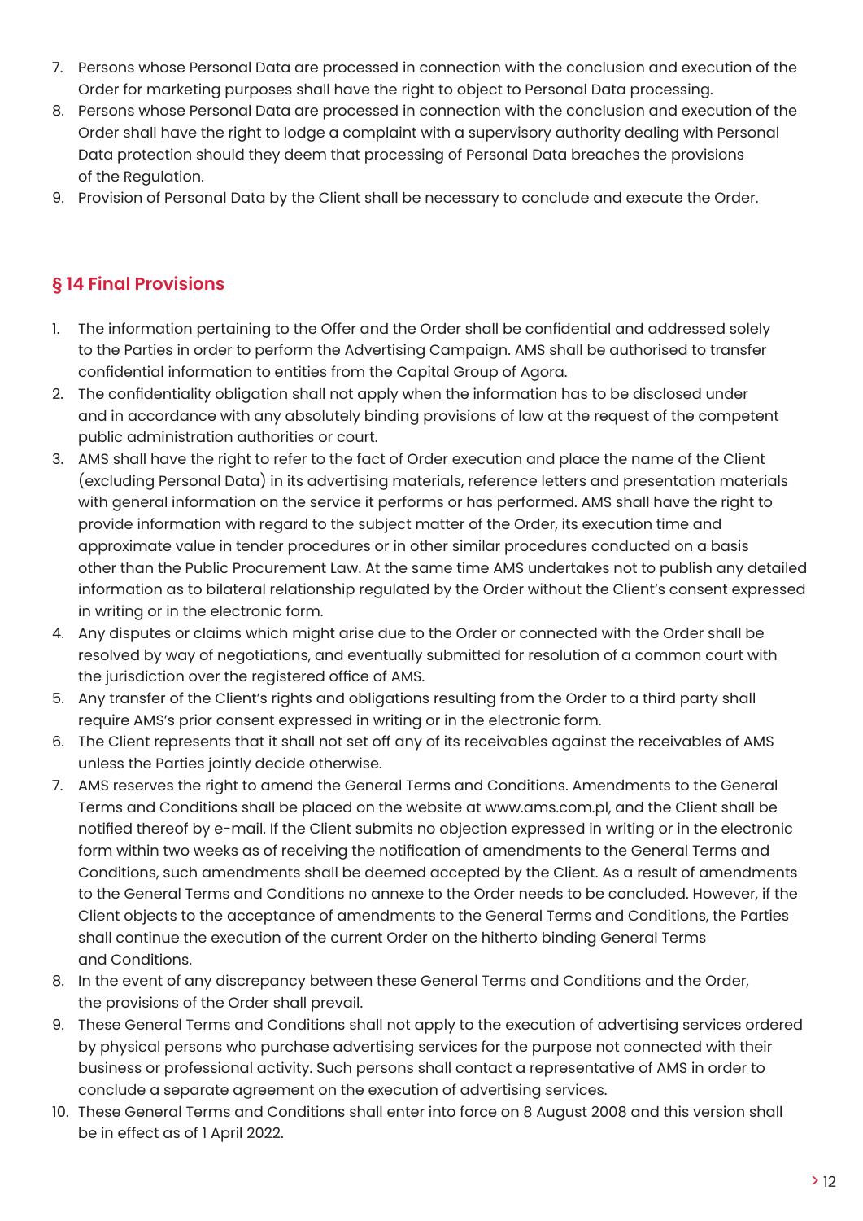7. Persons whose Personal Data are processed in connection with the conclusion and execution of the Order for marketing purposes shall have the right to object to Personal Data processing.
8. Persons whose Personal Data are processed in connection with the conclusion and execution of the Order shall have the right to lodge a complaint with a supervisory authority dealing with Personal Data protection should they deem that processing of Personal Data breaches the provisions of the Regulation.
9. Provision of Personal Data by the Client shall be necessary to conclude and execute the Order.

## § 14 Final Provisions

1. The information pertaining to the Offer and the Order shall be confidential and addressed solely to the Parties in order to perform the Advertising Campaign. AMS shall be authorised to transfer confidential information to entities from the Capital Group of Agora.
2. The confidentiality obligation shall not apply when the information has to be disclosed under and in accordance with any absolutely binding provisions of law at the request of the competent public administration authorities or court.
3. AMS shall have the right to refer to the fact of Order execution and place the name of the Client (excluding Personal Data) in its advertising materials, reference letters and presentation materials with general information on the service it performs or has performed. AMS shall have the right to provide information with regard to the subject matter of the Order, its execution time and approximate value in tender procedures or in other similar procedures conducted on a basis other than the Public Procurement Law. At the same time AMS undertakes not to publish any detailed information as to bilateral relationship regulated by the Order without the Client's consent expressed in writing or in the electronic form.
4. Any disputes or claims which might arise due to the Order or connected with the Order shall be resolved by way of negotiations, and eventually submitted for resolution of a common court with the jurisdiction over the registered office of AMS.
5. Any transfer of the Client's rights and obligations resulting from the Order to a third party shall require AMS's prior consent expressed in writing or in the electronic form.
6. The Client represents that it shall not set off any of its receivables against the receivables of AMS unless the Parties jointly decide otherwise.
7. AMS reserves the right to amend the General Terms and Conditions. Amendments to the General Terms and Conditions shall be placed on the website at www.ams.com.pl, and the Client shall be notified thereof by e-mail. If the Client submits no objection expressed in writing or in the electronic form within two weeks as of receiving the notification of amendments to the General Terms and Conditions, such amendments shall be deemed accepted by the Client. As a result of amendments to the General Terms and Conditions no annexe to the Order needs to be concluded. However, if the Client objects to the acceptance of amendments to the General Terms and Conditions, the Parties shall continue the execution of the current Order on the hitherto binding General Terms and Conditions.
8. In the event of any discrepancy between these General Terms and Conditions and the Order, the provisions of the Order shall prevail.
9. These General Terms and Conditions shall not apply to the execution of advertising services ordered by physical persons who purchase advertising services for the purpose not connected with their business or professional activity. Such persons shall contact a representative of AMS in order to conclude a separate agreement on the execution of advertising services.
10. These General Terms and Conditions shall enter into force on 8 August 2008 and this version shall be in effect as of 1 April 2022.